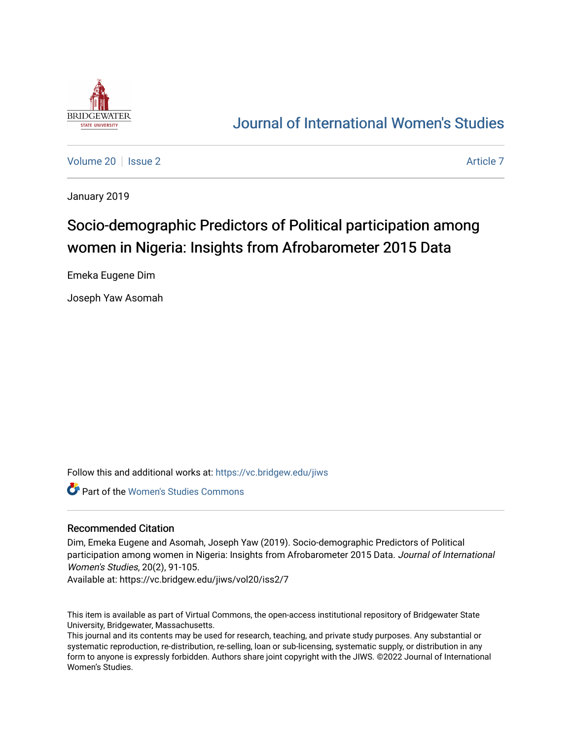Journal of International Women's Studies

Volume 20 | Issue 2 | Article 7

January 2019

# Socio-demographic Predictors of Political participation among women in Nigeria: Insights from Afrobarometer 2015 Data

Emeka Eugene Dim

Joseph Yaw Asomah

Follow this and additional works at: https://vc.bridgew.edu/jiws

Part of the Women's Studies Commons

## Recommended Citation

Dim, Emeka Eugene and Asomah, Joseph Yaw (2019). Socio-demographic Predictors of Political participation among women in Nigeria: Insights from Afrobarometer 2015 Data. *Journal of International Women's Studies*, 20(2), 91-105.
Available at: https://vc.bridgew.edu/jiws/vol20/iss2/7

This item is available as part of Virtual Commons, the open-access institutional repository of Bridgewater State University, Bridgewater, Massachusetts.
This journal and its contents may be used for research, teaching, and private study purposes. Any substantial or systematic reproduction, re-distribution, re-selling, loan or sub-licensing, systematic supply, or distribution in any form to anyone is expressly forbidden. Authors share joint copyright with the JIWS. ©2022 Journal of International Women's Studies.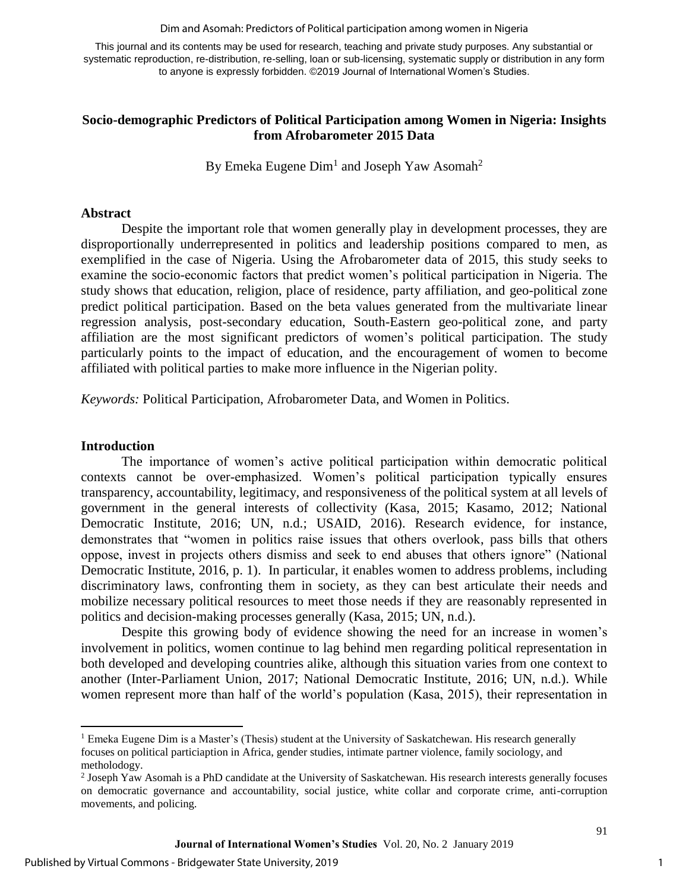This journal and its contents may be used for research, teaching and private study purposes. Any substantial or systematic reproduction, re-distribution, re-selling, loan or sub-licensing, systematic supply or distribution in any form to anyone is expressly forbidden. ©2019 Journal of International Women's Studies.

## Socio-demographic Predictors of Political Participation among Women in Nigeria: Insights from Afrobarometer 2015 Data

By Emeka Eugene Dim[1] and Joseph Yaw Asomah[2]

### Abstract

Despite the important role that women generally play in development processes, they are disproportionally underrepresented in politics and leadership positions compared to men, as exemplified in the case of Nigeria. Using the Afrobarometer data of 2015, this study seeks to examine the socio-economic factors that predict women's political participation in Nigeria. The study shows that education, religion, place of residence, party affiliation, and geo-political zone predict political participation. Based on the beta values generated from the multivariate linear regression analysis, post-secondary education, South-Eastern geo-political zone, and party affiliation are the most significant predictors of women's political participation. The study particularly points to the impact of education, and the encouragement of women to become affiliated with political parties to make more influence in the Nigerian polity.

*Keywords:* Political Participation, Afrobarometer Data, and Women in Politics.

### Introduction

The importance of women's active political participation within democratic political contexts cannot be over-emphasized. Women's political participation typically ensures transparency, accountability, legitimacy, and responsiveness of the political system at all levels of government in the general interests of collectivity (Kasa, 2015; Kasamo, 2012; National Democratic Institute, 2016; UN, n.d.; USAID, 2016). Research evidence, for instance, demonstrates that "women in politics raise issues that others overlook, pass bills that others oppose, invest in projects others dismiss and seek to end abuses that others ignore" (National Democratic Institute, 2016, p. 1). In particular, it enables women to address problems, including discriminatory laws, confronting them in society, as they can best articulate their needs and mobilize necessary political resources to meet those needs if they are reasonably represented in politics and decision-making processes generally (Kasa, 2015; UN, n.d.).

Despite this growing body of evidence showing the need for an increase in women's involvement in politics, women continue to lag behind men regarding political representation in both developed and developing countries alike, although this situation varies from one context to another (Inter-Parliament Union, 2017; National Democratic Institute, 2016; UN, n.d.). While women represent more than half of the world's population (Kasa, 2015), their representation in

---

[1] Emeka Eugene Dim is a Master's (Thesis) student at the University of Saskatchewan. His research generally focuses on political particiaption in Africa, gender studies, intimate partner violence, family sociology, and metholodogy.

[2] Joseph Yaw Asomah is a PhD candidate at the University of Saskatchewan. His research interests generally focuses on democratic governance and accountability, social justice, white collar and corporate crime, anti-corruption movements, and policing.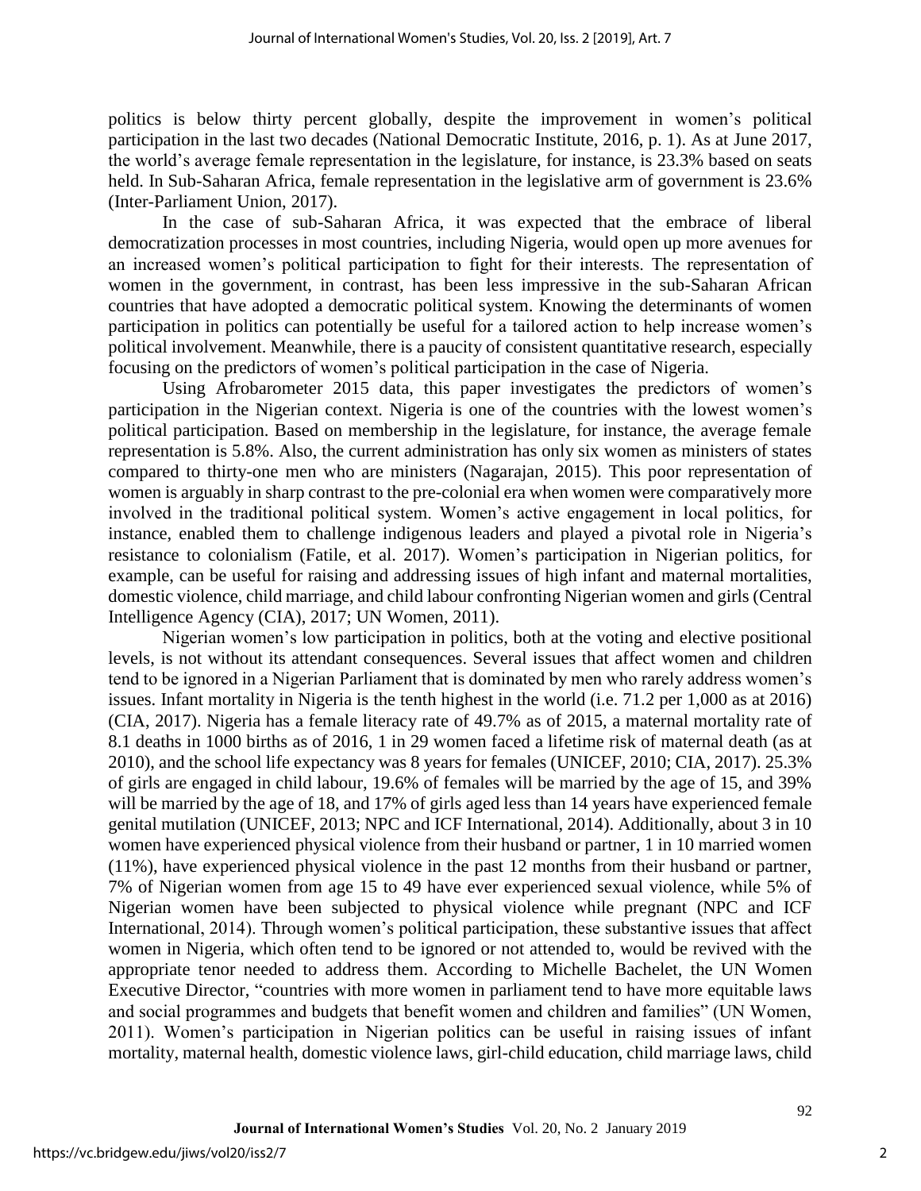politics is below thirty percent globally, despite the improvement in women's political participation in the last two decades (National Democratic Institute, 2016, p. 1). As at June 2017, the world's average female representation in the legislature, for instance, is 23.3% based on seats held. In Sub-Saharan Africa, female representation in the legislative arm of government is 23.6% (Inter-Parliament Union, 2017).

In the case of sub-Saharan Africa, it was expected that the embrace of liberal democratization processes in most countries, including Nigeria, would open up more avenues for an increased women's political participation to fight for their interests. The representation of women in the government, in contrast, has been less impressive in the sub-Saharan African countries that have adopted a democratic political system. Knowing the determinants of women participation in politics can potentially be useful for a tailored action to help increase women's political involvement. Meanwhile, there is a paucity of consistent quantitative research, especially focusing on the predictors of women's political participation in the case of Nigeria.

Using Afrobarometer 2015 data, this paper investigates the predictors of women's participation in the Nigerian context. Nigeria is one of the countries with the lowest women's political participation. Based on membership in the legislature, for instance, the average female representation is 5.8%. Also, the current administration has only six women as ministers of states compared to thirty-one men who are ministers (Nagarajan, 2015). This poor representation of women is arguably in sharp contrast to the pre-colonial era when women were comparatively more involved in the traditional political system. Women's active engagement in local politics, for instance, enabled them to challenge indigenous leaders and played a pivotal role in Nigeria's resistance to colonialism (Fatile, et al. 2017). Women's participation in Nigerian politics, for example, can be useful for raising and addressing issues of high infant and maternal mortalities, domestic violence, child marriage, and child labour confronting Nigerian women and girls (Central Intelligence Agency (CIA), 2017; UN Women, 2011).

Nigerian women's low participation in politics, both at the voting and elective positional levels, is not without its attendant consequences. Several issues that affect women and children tend to be ignored in a Nigerian Parliament that is dominated by men who rarely address women's issues. Infant mortality in Nigeria is the tenth highest in the world (i.e. 71.2 per 1,000 as at 2016) (CIA, 2017). Nigeria has a female literacy rate of 49.7% as of 2015, a maternal mortality rate of 8.1 deaths in 1000 births as of 2016, 1 in 29 women faced a lifetime risk of maternal death (as at 2010), and the school life expectancy was 8 years for females (UNICEF, 2010; CIA, 2017). 25.3% of girls are engaged in child labour, 19.6% of females will be married by the age of 15, and 39% will be married by the age of 18, and 17% of girls aged less than 14 years have experienced female genital mutilation (UNICEF, 2013; NPC and ICF International, 2014). Additionally, about 3 in 10 women have experienced physical violence from their husband or partner, 1 in 10 married women (11%), have experienced physical violence in the past 12 months from their husband or partner, 7% of Nigerian women from age 15 to 49 have ever experienced sexual violence, while 5% of Nigerian women have been subjected to physical violence while pregnant (NPC and ICF International, 2014). Through women's political participation, these substantive issues that affect women in Nigeria, which often tend to be ignored or not attended to, would be revived with the appropriate tenor needed to address them. According to Michelle Bachelet, the UN Women Executive Director, "countries with more women in parliament tend to have more equitable laws and social programmes and budgets that benefit women and children and families" (UN Women, 2011). Women's participation in Nigerian politics can be useful in raising issues of infant mortality, maternal health, domestic violence laws, girl-child education, child marriage laws, child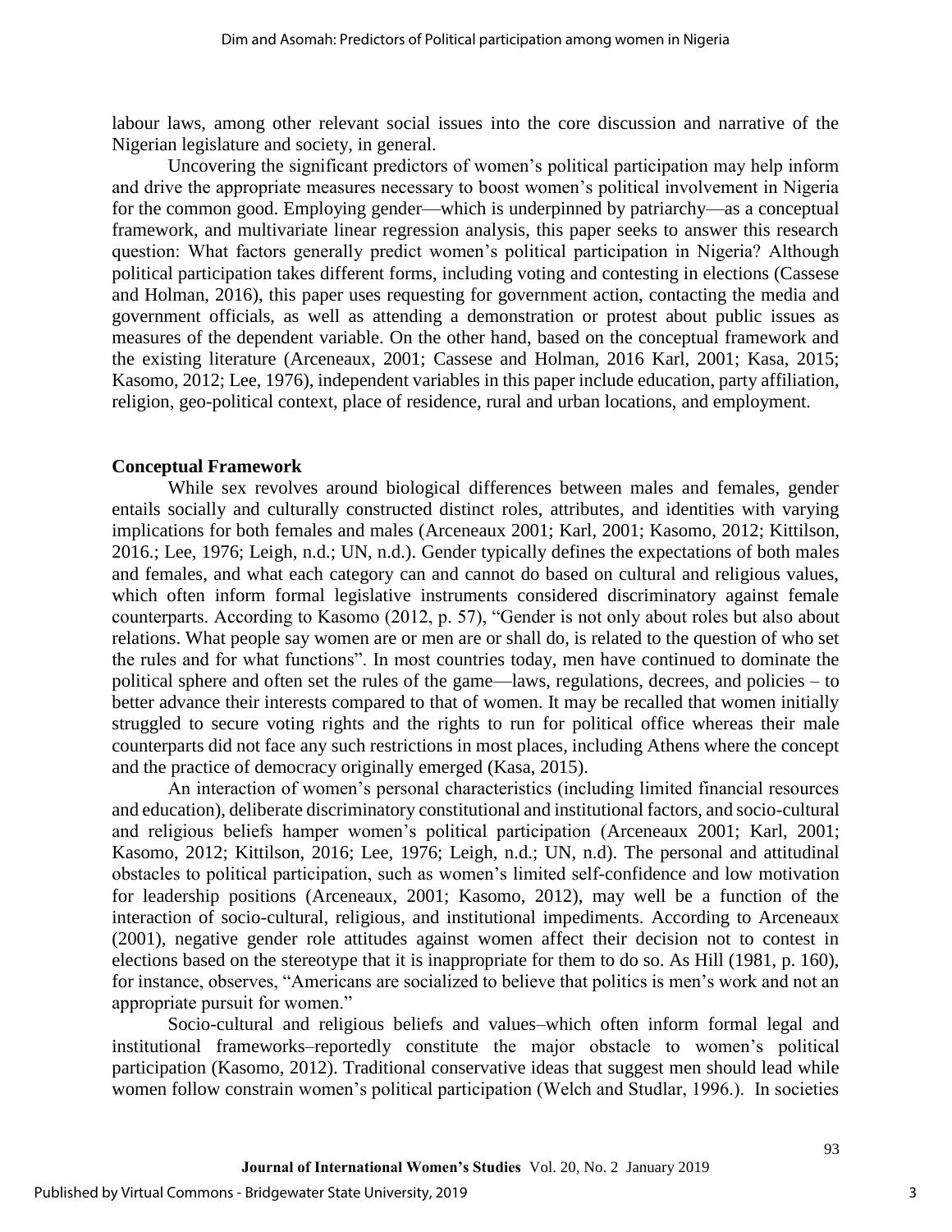labour laws, among other relevant social issues into the core discussion and narrative of the Nigerian legislature and society, in general.

Uncovering the significant predictors of women's political participation may help inform and drive the appropriate measures necessary to boost women's political involvement in Nigeria for the common good. Employing gender—which is underpinned by patriarchy—as a conceptual framework, and multivariate linear regression analysis, this paper seeks to answer this research question: What factors generally predict women's political participation in Nigeria? Although political participation takes different forms, including voting and contesting in elections (Cassese and Holman, 2016), this paper uses requesting for government action, contacting the media and government officials, as well as attending a demonstration or protest about public issues as measures of the dependent variable. On the other hand, based on the conceptual framework and the existing literature (Arceneaux, 2001; Cassese and Holman, 2016 Karl, 2001; Kasa, 2015; Kasomo, 2012; Lee, 1976), independent variables in this paper include education, party affiliation, religion, geo-political context, place of residence, rural and urban locations, and employment.

## Conceptual Framework

While sex revolves around biological differences between males and females, gender entails socially and culturally constructed distinct roles, attributes, and identities with varying implications for both females and males (Arceneaux 2001; Karl, 2001; Kasomo, 2012; Kittilson, 2016.; Lee, 1976; Leigh, n.d.; UN, n.d.). Gender typically defines the expectations of both males and females, and what each category can and cannot do based on cultural and religious values, which often inform formal legislative instruments considered discriminatory against female counterparts. According to Kasomo (2012, p. 57), "Gender is not only about roles but also about relations. What people say women are or men are or shall do, is related to the question of who set the rules and for what functions". In most countries today, men have continued to dominate the political sphere and often set the rules of the game—laws, regulations, decrees, and policies – to better advance their interests compared to that of women. It may be recalled that women initially struggled to secure voting rights and the rights to run for political office whereas their male counterparts did not face any such restrictions in most places, including Athens where the concept and the practice of democracy originally emerged (Kasa, 2015).

An interaction of women's personal characteristics (including limited financial resources and education), deliberate discriminatory constitutional and institutional factors, and socio-cultural and religious beliefs hamper women's political participation (Arceneaux 2001; Karl, 2001; Kasomo, 2012; Kittilson, 2016; Lee, 1976; Leigh, n.d.; UN, n.d). The personal and attitudinal obstacles to political participation, such as women's limited self-confidence and low motivation for leadership positions (Arceneaux, 2001; Kasomo, 2012), may well be a function of the interaction of socio-cultural, religious, and institutional impediments. According to Arceneaux (2001), negative gender role attitudes against women affect their decision not to contest in elections based on the stereotype that it is inappropriate for them to do so. As Hill (1981, p. 160), for instance, observes, "Americans are socialized to believe that politics is men's work and not an appropriate pursuit for women."

Socio-cultural and religious beliefs and values–which often inform formal legal and institutional frameworks–reportedly constitute the major obstacle to women's political participation (Kasomo, 2012). Traditional conservative ideas that suggest men should lead while women follow constrain women's political participation (Welch and Studlar, 1996.). In societies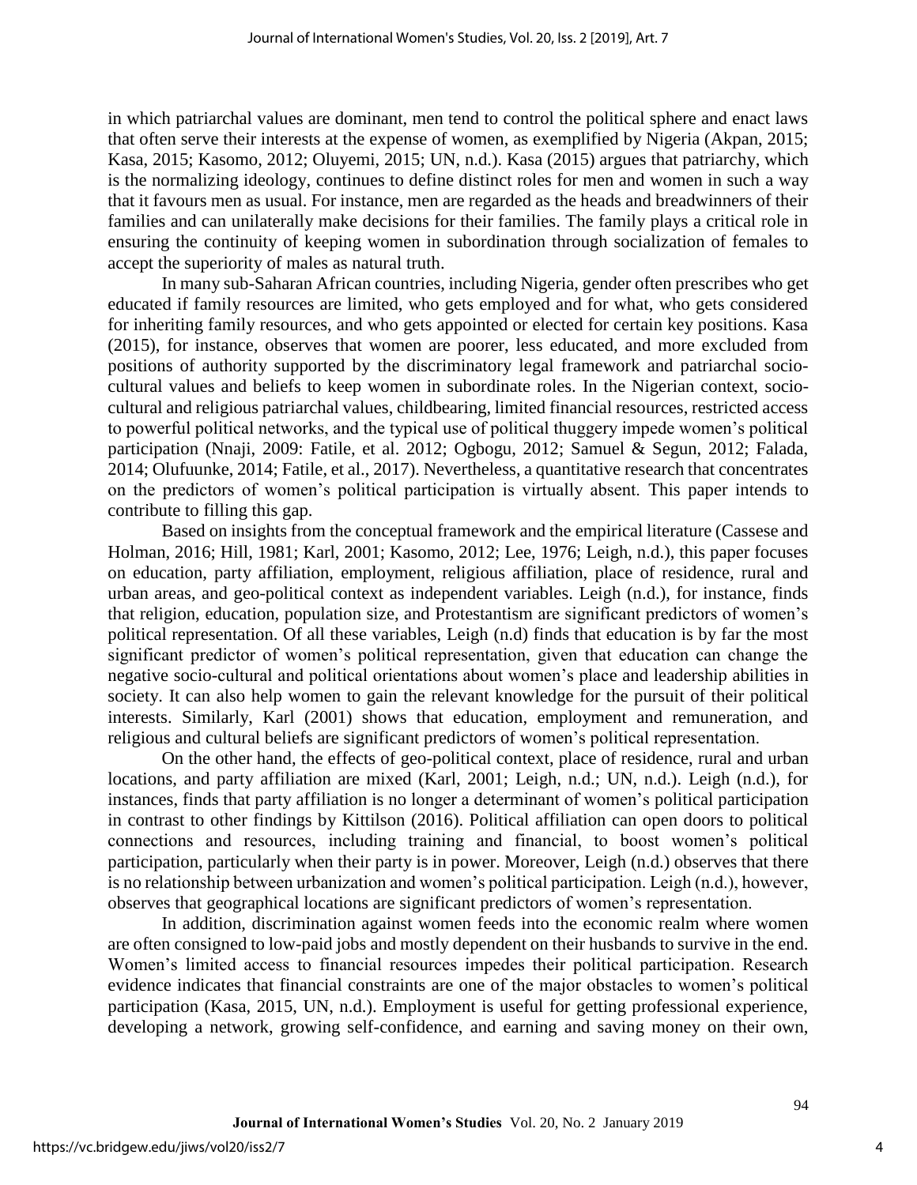in which patriarchal values are dominant, men tend to control the political sphere and enact laws that often serve their interests at the expense of women, as exemplified by Nigeria (Akpan, 2015; Kasa, 2015; Kasomo, 2012; Oluyemi, 2015; UN, n.d.). Kasa (2015) argues that patriarchy, which is the normalizing ideology, continues to define distinct roles for men and women in such a way that it favours men as usual. For instance, men are regarded as the heads and breadwinners of their families and can unilaterally make decisions for their families. The family plays a critical role in ensuring the continuity of keeping women in subordination through socialization of females to accept the superiority of males as natural truth.

In many sub-Saharan African countries, including Nigeria, gender often prescribes who get educated if family resources are limited, who gets employed and for what, who gets considered for inheriting family resources, and who gets appointed or elected for certain key positions. Kasa (2015), for instance, observes that women are poorer, less educated, and more excluded from positions of authority supported by the discriminatory legal framework and patriarchal socio-cultural values and beliefs to keep women in subordinate roles. In the Nigerian context, socio-cultural and religious patriarchal values, childbearing, limited financial resources, restricted access to powerful political networks, and the typical use of political thuggery impede women's political participation (Nnaji, 2009: Fatile, et al. 2012; Ogbogu, 2012; Samuel & Segun, 2012; Falada, 2014; Olufuunke, 2014; Fatile, et al., 2017). Nevertheless, a quantitative research that concentrates on the predictors of women's political participation is virtually absent. This paper intends to contribute to filling this gap.

Based on insights from the conceptual framework and the empirical literature (Cassese and Holman, 2016; Hill, 1981; Karl, 2001; Kasomo, 2012; Lee, 1976; Leigh, n.d.), this paper focuses on education, party affiliation, employment, religious affiliation, place of residence, rural and urban areas, and geo-political context as independent variables. Leigh (n.d.), for instance, finds that religion, education, population size, and Protestantism are significant predictors of women's political representation. Of all these variables, Leigh (n.d) finds that education is by far the most significant predictor of women's political representation, given that education can change the negative socio-cultural and political orientations about women's place and leadership abilities in society. It can also help women to gain the relevant knowledge for the pursuit of their political interests. Similarly, Karl (2001) shows that education, employment and remuneration, and religious and cultural beliefs are significant predictors of women's political representation.

On the other hand, the effects of geo-political context, place of residence, rural and urban locations, and party affiliation are mixed (Karl, 2001; Leigh, n.d.; UN, n.d.). Leigh (n.d.), for instances, finds that party affiliation is no longer a determinant of women's political participation in contrast to other findings by Kittilson (2016). Political affiliation can open doors to political connections and resources, including training and financial, to boost women's political participation, particularly when their party is in power. Moreover, Leigh (n.d.) observes that there is no relationship between urbanization and women's political participation. Leigh (n.d.), however, observes that geographical locations are significant predictors of women's representation.

In addition, discrimination against women feeds into the economic realm where women are often consigned to low-paid jobs and mostly dependent on their husbands to survive in the end. Women's limited access to financial resources impedes their political participation. Research evidence indicates that financial constraints are one of the major obstacles to women's political participation (Kasa, 2015, UN, n.d.). Employment is useful for getting professional experience, developing a network, growing self-confidence, and earning and saving money on their own,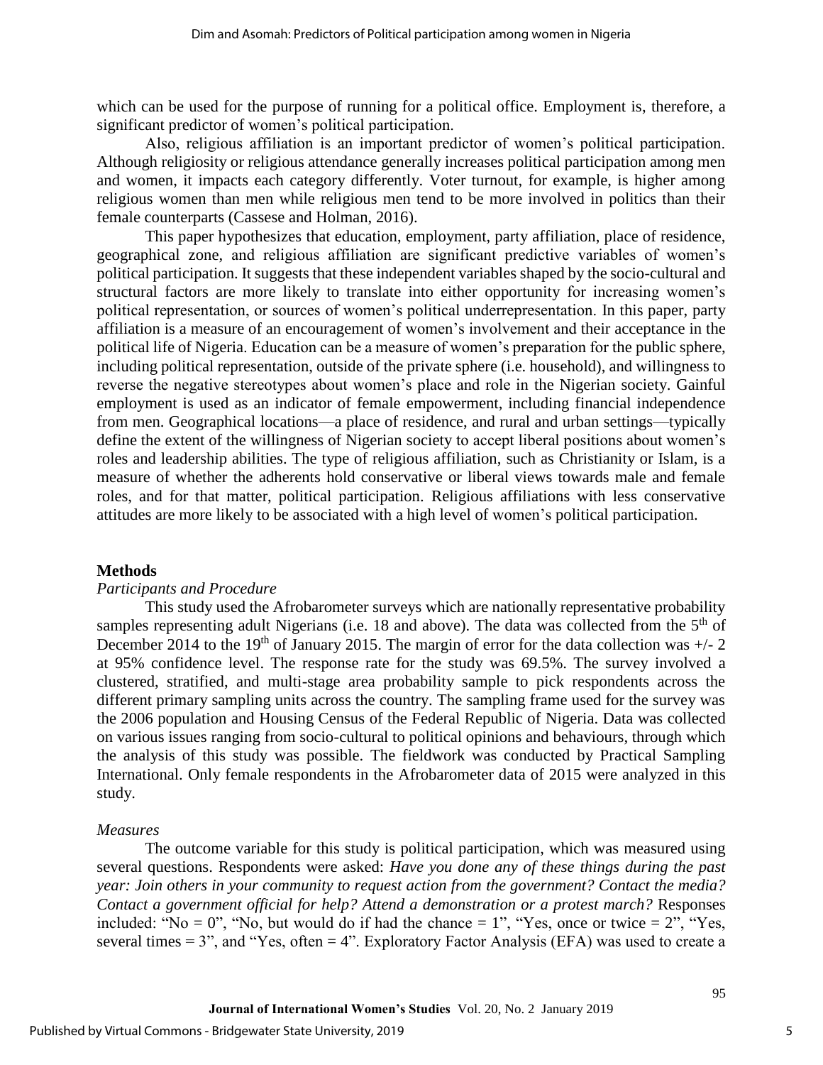which can be used for the purpose of running for a political office. Employment is, therefore, a significant predictor of women's political participation.

Also, religious affiliation is an important predictor of women's political participation. Although religiosity or religious attendance generally increases political participation among men and women, it impacts each category differently. Voter turnout, for example, is higher among religious women than men while religious men tend to be more involved in politics than their female counterparts (Cassese and Holman, 2016).

This paper hypothesizes that education, employment, party affiliation, place of residence, geographical zone, and religious affiliation are significant predictive variables of women's political participation. It suggests that these independent variables shaped by the socio-cultural and structural factors are more likely to translate into either opportunity for increasing women's political representation, or sources of women's political underrepresentation. In this paper, party affiliation is a measure of an encouragement of women's involvement and their acceptance in the political life of Nigeria. Education can be a measure of women's preparation for the public sphere, including political representation, outside of the private sphere (i.e. household), and willingness to reverse the negative stereotypes about women's place and role in the Nigerian society. Gainful employment is used as an indicator of female empowerment, including financial independence from men. Geographical locations—a place of residence, and rural and urban settings—typically define the extent of the willingness of Nigerian society to accept liberal positions about women's roles and leadership abilities. The type of religious affiliation, such as Christianity or Islam, is a measure of whether the adherents hold conservative or liberal views towards male and female roles, and for that matter, political participation. Religious affiliations with less conservative attitudes are more likely to be associated with a high level of women's political participation.

## Methods

### *Participants and Procedure*

This study used the Afrobarometer surveys which are nationally representative probability samples representing adult Nigerians (i.e. 18 and above). The data was collected from the 5th of December 2014 to the 19th of January 2015. The margin of error for the data collection was +/- 2 at 95% confidence level. The response rate for the study was 69.5%. The survey involved a clustered, stratified, and multi-stage area probability sample to pick respondents across the different primary sampling units across the country. The sampling frame used for the survey was the 2006 population and Housing Census of the Federal Republic of Nigeria. Data was collected on various issues ranging from socio-cultural to political opinions and behaviours, through which the analysis of this study was possible. The fieldwork was conducted by Practical Sampling International. Only female respondents in the Afrobarometer data of 2015 were analyzed in this study.

### *Measures*

The outcome variable for this study is political participation, which was measured using several questions. Respondents were asked: *Have you done any of these things during the past year: Join others in your community to request action from the government? Contact the media? Contact a government official for help? Attend a demonstration or a protest march?* Responses included: "No = 0", "No, but would do if had the chance = 1", "Yes, once or twice = 2", "Yes, several times = 3", and "Yes, often = 4". Exploratory Factor Analysis (EFA) was used to create a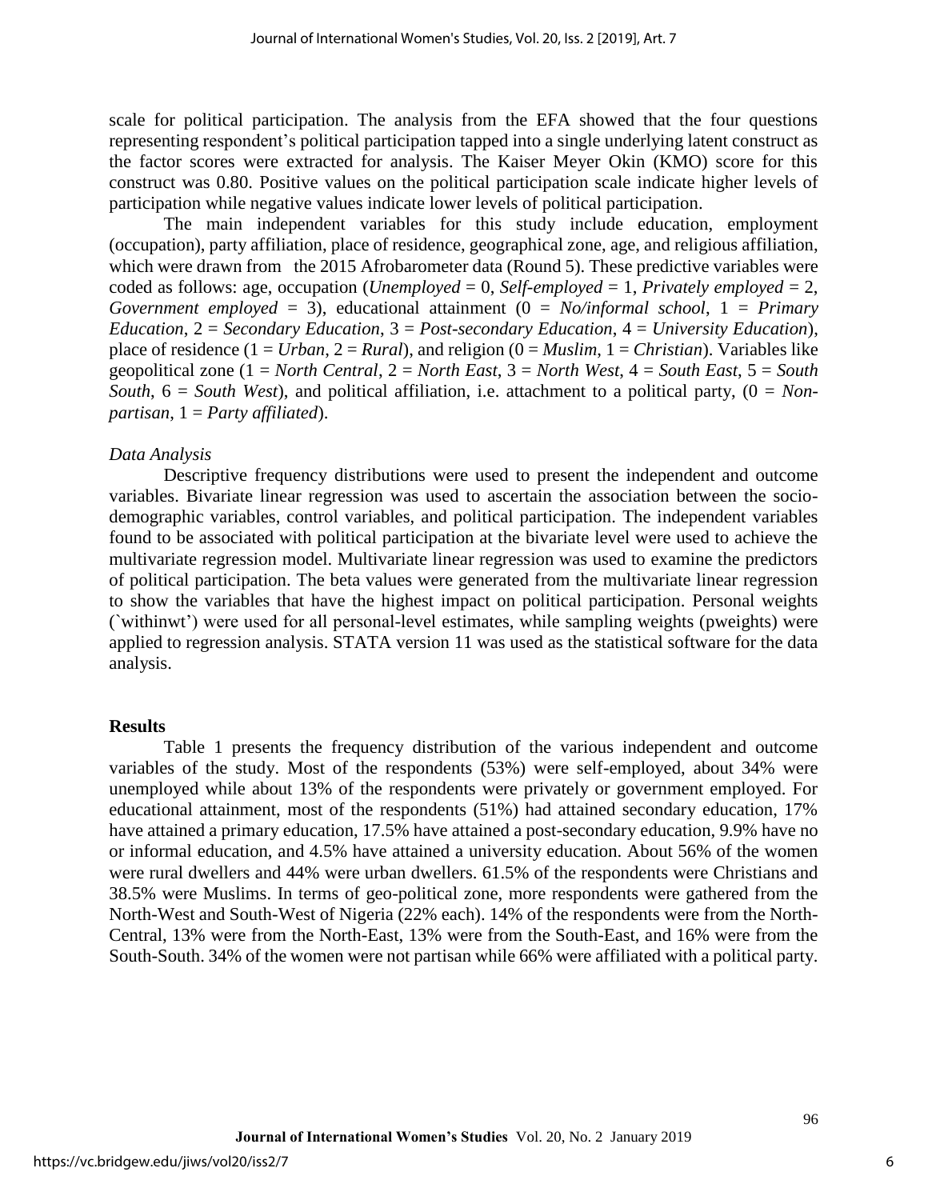scale for political participation. The analysis from the EFA showed that the four questions representing respondent's political participation tapped into a single underlying latent construct as the factor scores were extracted for analysis. The Kaiser Meyer Okin (KMO) score for this construct was 0.80. Positive values on the political participation scale indicate higher levels of participation while negative values indicate lower levels of political participation.

The main independent variables for this study include education, employment (occupation), party affiliation, place of residence, geographical zone, age, and religious affiliation, which were drawn from the 2015 Afrobarometer data (Round 5). These predictive variables were coded as follows: age, occupation (*Unemployed* = 0, *Self-employed* = 1, *Privately employed* = 2, *Government employed* = 3), educational attainment (0 = *No/informal school*, 1 = *Primary Education*, 2 = *Secondary Education*, 3 = *Post-secondary Education*, 4 = *University Education*), place of residence (1 = *Urban*, 2 = *Rural*), and religion (0 = *Muslim*, 1 = *Christian*). Variables like geopolitical zone (1 = *North Central*, 2 = *North East*, 3 = *North West*, 4 = *South East*, 5 = *South South*, 6 = *South West*), and political affiliation, i.e. attachment to a political party, (0 = *Non-partisan*, 1 = *Party affiliated*).

### *Data Analysis*

Descriptive frequency distributions were used to present the independent and outcome variables. Bivariate linear regression was used to ascertain the association between the socio-demographic variables, control variables, and political participation. The independent variables found to be associated with political participation at the bivariate level were used to achieve the multivariate regression model. Multivariate linear regression was used to examine the predictors of political participation. The beta values were generated from the multivariate linear regression to show the variables that have the highest impact on political participation. Personal weights (`withinwt') were used for all personal-level estimates, while sampling weights (pweights) were applied to regression analysis. STATA version 11 was used as the statistical software for the data analysis.

## **Results**

Table 1 presents the frequency distribution of the various independent and outcome variables of the study. Most of the respondents (53%) were self-employed, about 34% were unemployed while about 13% of the respondents were privately or government employed. For educational attainment, most of the respondents (51%) had attained secondary education, 17% have attained a primary education, 17.5% have attained a post-secondary education, 9.9% have no or informal education, and 4.5% have attained a university education. About 56% of the women were rural dwellers and 44% were urban dwellers. 61.5% of the respondents were Christians and 38.5% were Muslims. In terms of geo-political zone, more respondents were gathered from the North-West and South-West of Nigeria (22% each). 14% of the respondents were from the North-Central, 13% were from the North-East, 13% were from the South-East, and 16% were from the South-South. 34% of the women were not partisan while 66% were affiliated with a political party.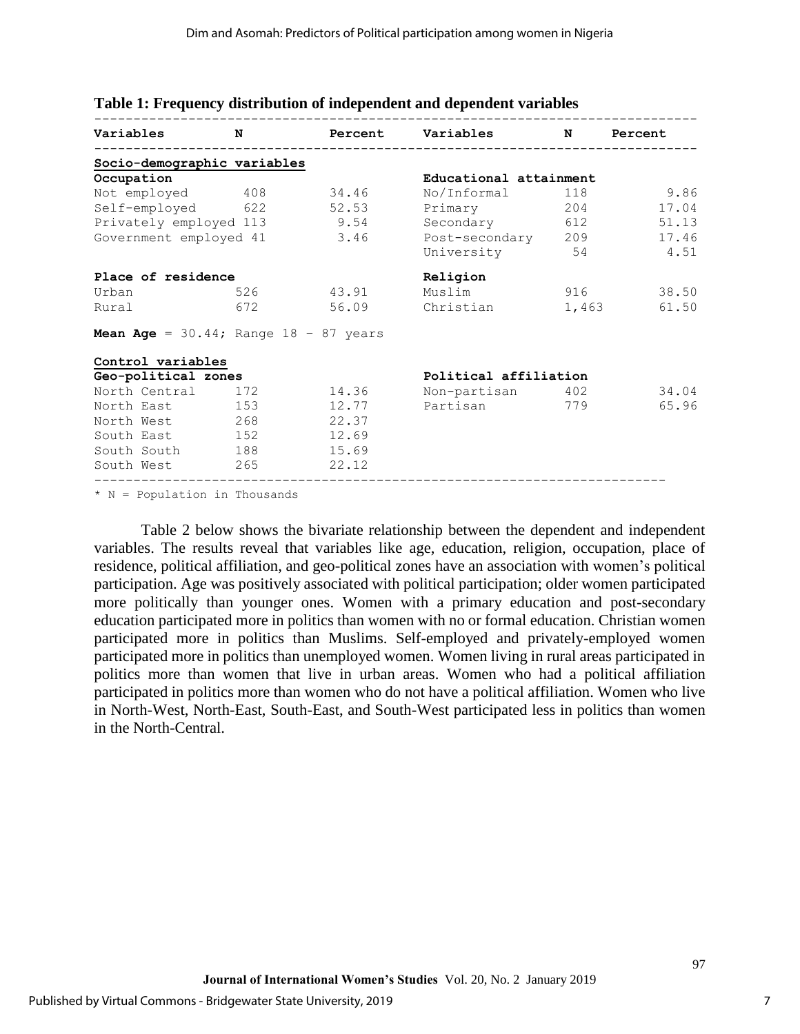**Table 1: Frequency distribution of independent and dependent variables**

| Variables | N | Percent | Variables | N | Percent |
|---|---|---|---|---|---|
| **Socio-demographic variables** | | | | | |
| **Occupation** | | | **Educational attainment** | | |
| Not employed | 408 | 34.46 | No/Informal | 118 | 9.86 |
| Self-employed | 622 | 52.53 | Primary | 204 | 17.04 |
| Privately employed | 113 | 9.54 | Secondary | 612 | 51.13 |
| Government employed | 41 | 3.46 | Post-secondary | 209 | 17.46 |
| | | | University | 54 | 4.51 |
| **Place of residence** | | | **Religion** | | |
| Urban | 526 | 43.91 | Muslim | 916 | 38.50 |
| Rural | 672 | 56.09 | Christian | 1,463 | 61.50 |
| **Mean Age** = 30.44; Range 18 – 87 years | | | | | |
| **Control variables** | | | | | |
| **Geo-political zones** | | | **Political affiliation** | | |
| North Central | 172 | 14.36 | Non-partisan | 402 | 34.04 |
| North East | 153 | 12.77 | Partisan | 779 | 65.96 |
| North West | 268 | 22.37 | | | |
| South East | 152 | 12.69 | | | |
| South South | 188 | 15.69 | | | |
| South West | 265 | 22.12 | | | |

* N = Population in Thousands

Table 2 below shows the bivariate relationship between the dependent and independent variables. The results reveal that variables like age, education, religion, occupation, place of residence, political affiliation, and geo-political zones have an association with women's political participation. Age was positively associated with political participation; older women participated more politically than younger ones. Women with a primary education and post-secondary education participated more in politics than women with no or formal education. Christian women participated more in politics than Muslims. Self-employed and privately-employed women participated more in politics than unemployed women. Women living in rural areas participated in politics more than women that live in urban areas. Women who had a political affiliation participated in politics more than women who do not have a political affiliation. Women who live in North-West, North-East, South-East, and South-West participated less in politics than women in the North-Central.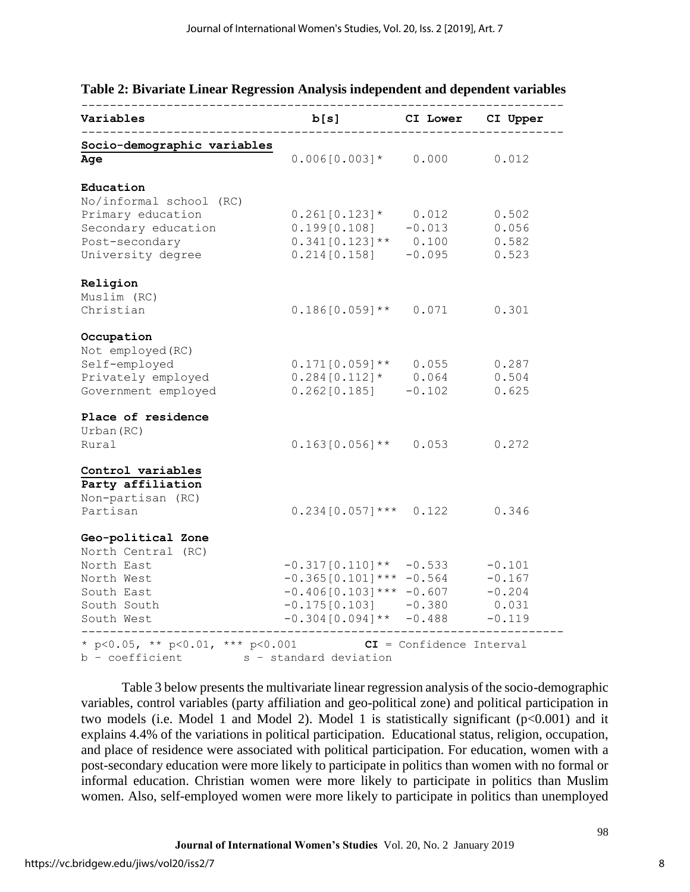**Table 2: Bivariate Linear Regression Analysis independent and dependent variables**

| Variables | b[s] | CI Lower | CI Upper |
|---|---|---|---|
| **Socio-demographic variables** | | | |
| **Age** | 0.006[0.003]* | 0.000 | 0.012 |
| **Education** | | | |
| No/informal school (RC) | | | |
| Primary education | 0.261[0.123]* | 0.012 | 0.502 |
| Secondary education | 0.199[0.108] | -0.013 | 0.056 |
| Post-secondary | 0.341[0.123]** | 0.100 | 0.582 |
| University degree | 0.214[0.158] | -0.095 | 0.523 |
| **Religion** | | | |
| Muslim (RC) | | | |
| Christian | 0.186[0.059]** | 0.071 | 0.301 |
| **Occupation** | | | |
| Not employed(RC) | | | |
| Self-employed | 0.171[0.059]** | 0.055 | 0.287 |
| Privately employed | 0.284[0.112]* | 0.064 | 0.504 |
| Government employed | 0.262[0.185] | -0.102 | 0.625 |
| **Place of residence** | | | |
| Urban(RC) | | | |
| Rural | 0.163[0.056]** | 0.053 | 0.272 |
| **Control variables** | | | |
| **Party affiliation** | | | |
| Non-partisan (RC) | | | |
| Partisan | 0.234[0.057]*** | 0.122 | 0.346 |
| **Geo-political Zone** | | | |
| North Central (RC) | | | |
| North East | -0.317[0.110]** | -0.533 | -0.101 |
| North West | -0.365[0.101]*** | -0.564 | -0.167 |
| South East | -0.406[0.103]*** | -0.607 | -0.204 |
| South South | -0.175[0.103] | -0.380 | 0.031 |
| South West | -0.304[0.094]** | -0.488 | -0.119 |

* p<0.05, ** p<0.01, *** p<0.001 **CI** = Confidence Interval
b – coefficient s – standard deviation

Table 3 below presents the multivariate linear regression analysis of the socio-demographic variables, control variables (party affiliation and geo-political zone) and political participation in two models (i.e. Model 1 and Model 2). Model 1 is statistically significant ($p<0.001$) and it explains 4.4% of the variations in political participation. Educational status, religion, occupation, and place of residence were associated with political participation. For education, women with a post-secondary education were more likely to participate in politics than women with no formal or informal education. Christian women were more likely to participate in politics than Muslim women. Also, self-employed women were more likely to participate in politics than unemployed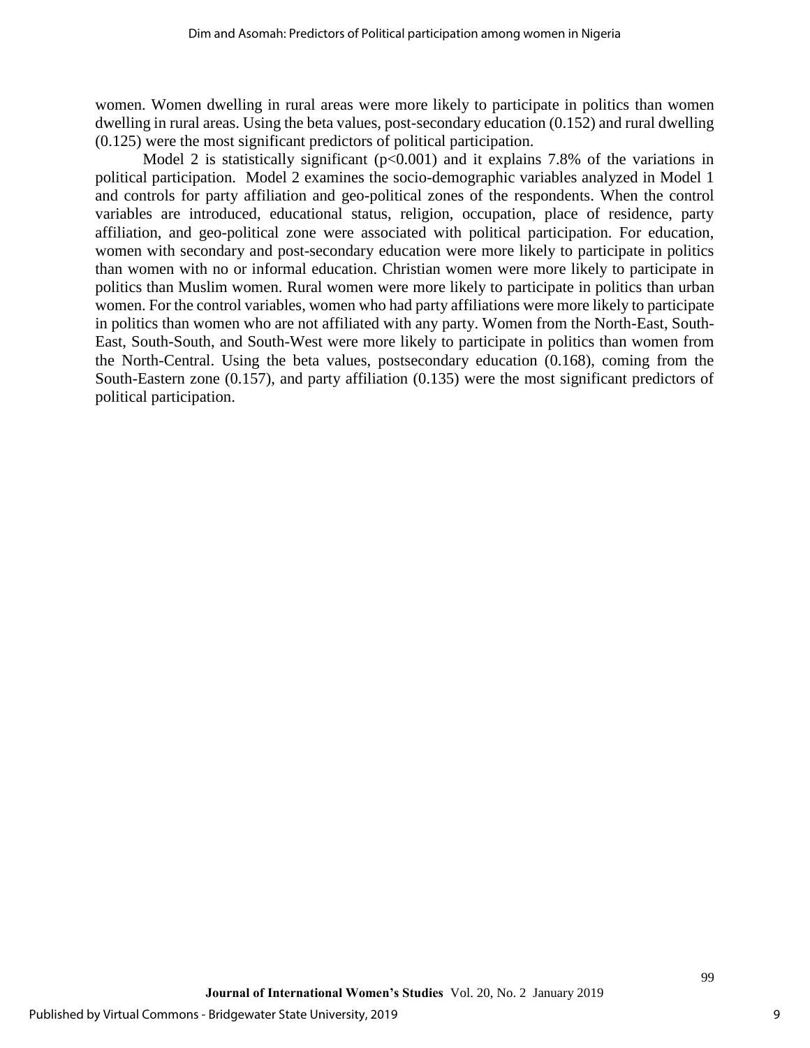women. Women dwelling in rural areas were more likely to participate in politics than women dwelling in rural areas. Using the beta values, post-secondary education (0.152) and rural dwelling (0.125) were the most significant predictors of political participation.

Model 2 is statistically significant ($p<0.001$) and it explains 7.8% of the variations in political participation. Model 2 examines the socio-demographic variables analyzed in Model 1 and controls for party affiliation and geo-political zones of the respondents. When the control variables are introduced, educational status, religion, occupation, place of residence, party affiliation, and geo-political zone were associated with political participation. For education, women with secondary and post-secondary education were more likely to participate in politics than women with no or informal education. Christian women were more likely to participate in politics than Muslim women. Rural women were more likely to participate in politics than urban women. For the control variables, women who had party affiliations were more likely to participate in politics than women who are not affiliated with any party. Women from the North-East, South-East, South-South, and South-West were more likely to participate in politics than women from the North-Central. Using the beta values, postsecondary education (0.168), coming from the South-Eastern zone (0.157), and party affiliation (0.135) were the most significant predictors of political participation.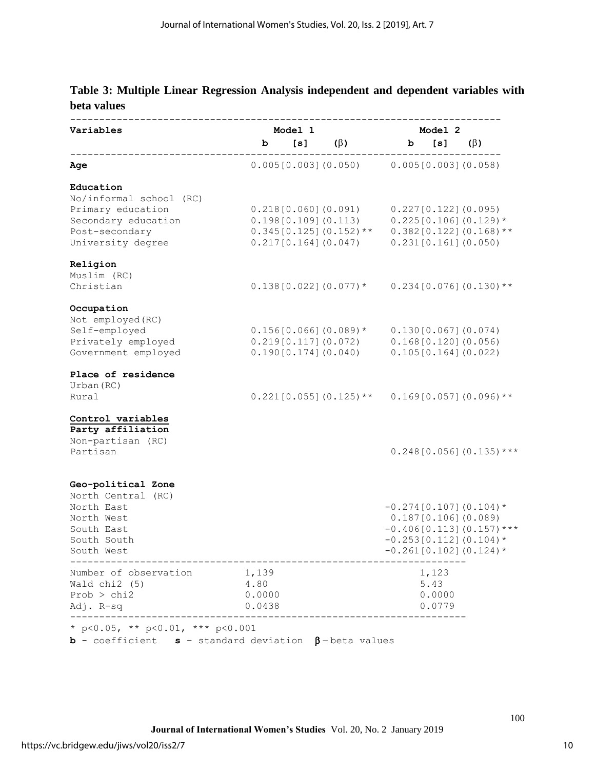**Table 3: Multiple Linear Regression Analysis independent and dependent variables with beta values**

| Variables | Model 1 | Model 2 |
|---|---|---|
| | b [s] (β) | b [s] (β) |
| **Age** | 0.005[0.003](0.050) | 0.005[0.003](0.058) |
| **Education** | | |
| No/informal school (RC) | | |
| Primary education | 0.218[0.060](0.091) | 0.227[0.122](0.095) |
| Secondary education | 0.198[0.109](0.113) | 0.225[0.106](0.129)* |
| Post-secondary | 0.345[0.125](0.152)** | 0.382[0.122](0.168)** |
| University degree | 0.217[0.164](0.047) | 0.231[0.161](0.050) |
| **Religion** | | |
| Muslim (RC) | | |
| Christian | 0.138[0.022](0.077)* | 0.234[0.076](0.130)** |
| **Occupation** | | |
| Not employed(RC) | | |
| Self-employed | 0.156[0.066](0.089)* | 0.130[0.067](0.074) |
| Privately employed | 0.219[0.117](0.072) | 0.168[0.120](0.056) |
| Government employed | 0.190[0.174](0.040) | 0.105[0.164](0.022) |
| **Place of residence** | | |
| Urban(RC) | | |
| Rural | 0.221[0.055](0.125)** | 0.169[0.057](0.096)** |
| **Control variables** | | |
| **Party affiliation** | | |
| Non-partisan (RC) | | |
| Partisan | | 0.248[0.056](0.135)*** |
| **Geo-political Zone** | | |
| North Central (RC) | | |
| North East | | -0.274[0.107](0.104)* |
| North West | | 0.187[0.106](0.089) |
| South East | | -0.406[0.113](0.157)*** |
| South South | | -0.253[0.112](0.104)* |
| South West | | -0.261[0.102](0.124)* |
| Number of observation | 1,139 | 1,123 |
| Wald chi2 (5) | 4.80 | 5.43 |
| Prob > chi2 | 0.0000 | 0.0000 |
| Adj. R-sq | 0.0438 | 0.0779 |

* p<0.05, ** p<0.01, *** p<0.001

**b** - coefficient **s** - standard deviation **β** - beta values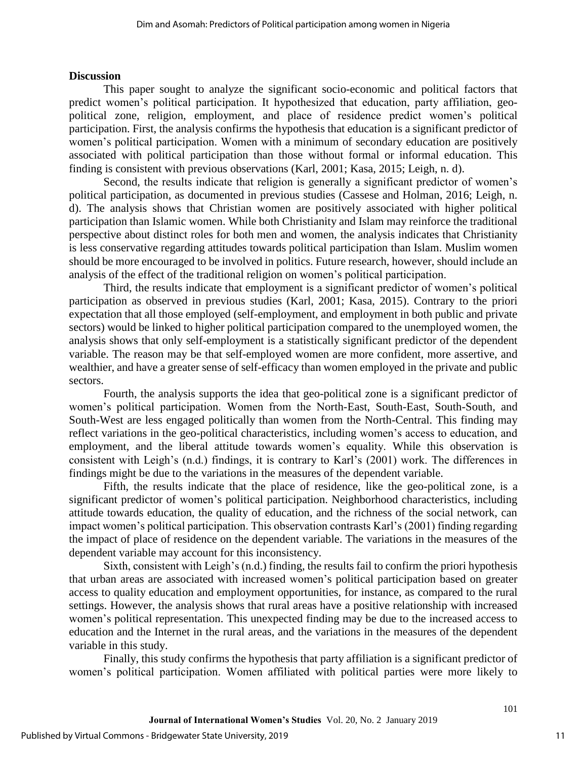## Discussion

This paper sought to analyze the significant socio-economic and political factors that predict women's political participation. It hypothesized that education, party affiliation, geo-political zone, religion, employment, and place of residence predict women's political participation. First, the analysis confirms the hypothesis that education is a significant predictor of women's political participation. Women with a minimum of secondary education are positively associated with political participation than those without formal or informal education. This finding is consistent with previous observations (Karl, 2001; Kasa, 2015; Leigh, n. d).

Second, the results indicate that religion is generally a significant predictor of women's political participation, as documented in previous studies (Cassese and Holman, 2016; Leigh, n. d). The analysis shows that Christian women are positively associated with higher political participation than Islamic women. While both Christianity and Islam may reinforce the traditional perspective about distinct roles for both men and women, the analysis indicates that Christianity is less conservative regarding attitudes towards political participation than Islam. Muslim women should be more encouraged to be involved in politics. Future research, however, should include an analysis of the effect of the traditional religion on women's political participation.

Third, the results indicate that employment is a significant predictor of women's political participation as observed in previous studies (Karl, 2001; Kasa, 2015). Contrary to the priori expectation that all those employed (self-employment, and employment in both public and private sectors) would be linked to higher political participation compared to the unemployed women, the analysis shows that only self-employment is a statistically significant predictor of the dependent variable. The reason may be that self-employed women are more confident, more assertive, and wealthier, and have a greater sense of self-efficacy than women employed in the private and public sectors.

Fourth, the analysis supports the idea that geo-political zone is a significant predictor of women's political participation. Women from the North-East, South-East, South-South, and South-West are less engaged politically than women from the North-Central. This finding may reflect variations in the geo-political characteristics, including women's access to education, and employment, and the liberal attitude towards women's equality. While this observation is consistent with Leigh's (n.d.) findings, it is contrary to Karl's (2001) work. The differences in findings might be due to the variations in the measures of the dependent variable.

Fifth, the results indicate that the place of residence, like the geo-political zone, is a significant predictor of women's political participation. Neighborhood characteristics, including attitude towards education, the quality of education, and the richness of the social network, can impact women's political participation. This observation contrasts Karl's (2001) finding regarding the impact of place of residence on the dependent variable. The variations in the measures of the dependent variable may account for this inconsistency.

Sixth, consistent with Leigh's (n.d.) finding, the results fail to confirm the priori hypothesis that urban areas are associated with increased women's political participation based on greater access to quality education and employment opportunities, for instance, as compared to the rural settings. However, the analysis shows that rural areas have a positive relationship with increased women's political representation. This unexpected finding may be due to the increased access to education and the Internet in the rural areas, and the variations in the measures of the dependent variable in this study.

Finally, this study confirms the hypothesis that party affiliation is a significant predictor of women's political participation. Women affiliated with political parties were more likely to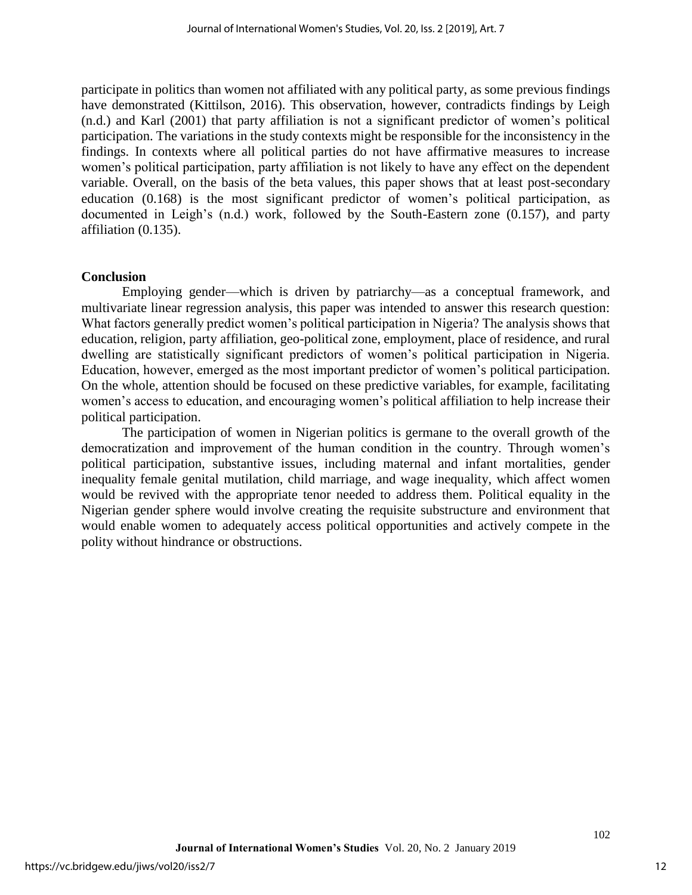participate in politics than women not affiliated with any political party, as some previous findings have demonstrated (Kittilson, 2016). This observation, however, contradicts findings by Leigh (n.d.) and Karl (2001) that party affiliation is not a significant predictor of women's political participation. The variations in the study contexts might be responsible for the inconsistency in the findings. In contexts where all political parties do not have affirmative measures to increase women's political participation, party affiliation is not likely to have any effect on the dependent variable. Overall, on the basis of the beta values, this paper shows that at least post-secondary education (0.168) is the most significant predictor of women's political participation, as documented in Leigh's (n.d.) work, followed by the South-Eastern zone (0.157), and party affiliation (0.135).

## Conclusion

Employing gender—which is driven by patriarchy—as a conceptual framework, and multivariate linear regression analysis, this paper was intended to answer this research question: What factors generally predict women's political participation in Nigeria? The analysis shows that education, religion, party affiliation, geo-political zone, employment, place of residence, and rural dwelling are statistically significant predictors of women's political participation in Nigeria. Education, however, emerged as the most important predictor of women's political participation. On the whole, attention should be focused on these predictive variables, for example, facilitating women's access to education, and encouraging women's political affiliation to help increase their political participation.

The participation of women in Nigerian politics is germane to the overall growth of the democratization and improvement of the human condition in the country. Through women's political participation, substantive issues, including maternal and infant mortalities, gender inequality female genital mutilation, child marriage, and wage inequality, which affect women would be revived with the appropriate tenor needed to address them. Political equality in the Nigerian gender sphere would involve creating the requisite substructure and environment that would enable women to adequately access political opportunities and actively compete in the polity without hindrance or obstructions.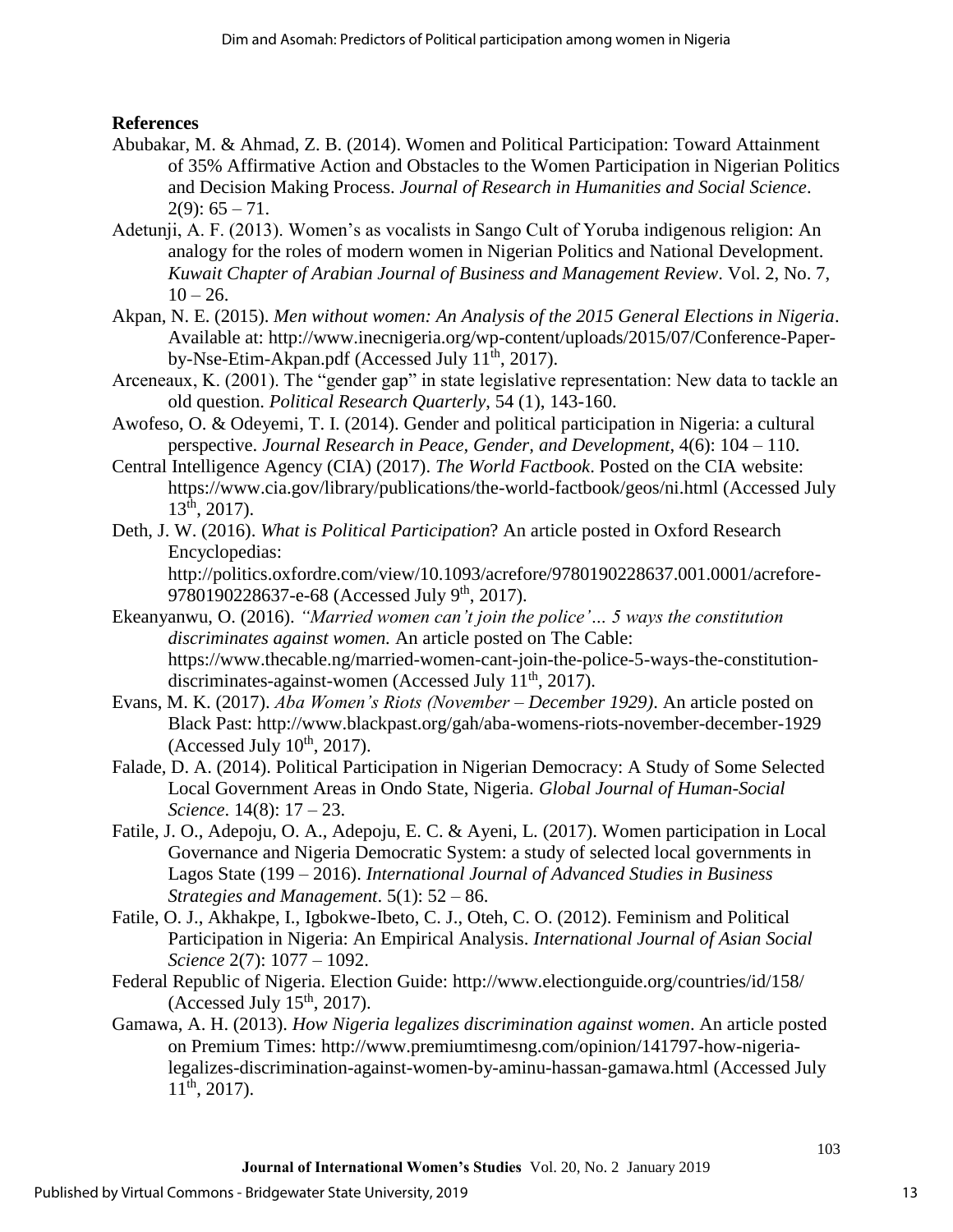**References**

Abubakar, M. & Ahmad, Z. B. (2014). Women and Political Participation: Toward Attainment of 35% Affirmative Action and Obstacles to the Women Participation in Nigerian Politics and Decision Making Process. *Journal of Research in Humanities and Social Science*. 2(9): 65 – 71.

Adetunji, A. F. (2013). Women's as vocalists in Sango Cult of Yoruba indigenous religion: An analogy for the roles of modern women in Nigerian Politics and National Development. *Kuwait Chapter of Arabian Journal of Business and Management Review*. Vol. 2, No. 7, 10 – 26.

Akpan, N. E. (2015). *Men without women: An Analysis of the 2015 General Elections in Nigeria*. Available at: http://www.inecnigeria.org/wp-content/uploads/2015/07/Conference-Paper-by-Nse-Etim-Akpan.pdf (Accessed July 11th, 2017).

Arceneaux, K. (2001). The "gender gap" in state legislative representation: New data to tackle an old question. *Political Research Quarterly*, 54 (1), 143-160.

Awofeso, O. & Odeyemi, T. I. (2014). Gender and political participation in Nigeria: a cultural perspective. *Journal Research in Peace, Gender, and Development*, 4(6): 104 – 110.

Central Intelligence Agency (CIA) (2017). *The World Factbook*. Posted on the CIA website: https://www.cia.gov/library/publications/the-world-factbook/geos/ni.html (Accessed July 13th, 2017).

Deth, J. W. (2016). *What is Political Participation*? An article posted in Oxford Research Encyclopedias: http://politics.oxfordre.com/view/10.1093/acrefore/9780190228637.001.0001/acrefore-9780190228637-e-68 (Accessed July 9th, 2017).

Ekeanyanwu, O. (2016). *"Married women can't join the police'… 5 ways the constitution discriminates against women.* An article posted on The Cable: https://www.thecable.ng/married-women-cant-join-the-police-5-ways-the-constitution-discriminates-against-women (Accessed July 11th, 2017).

Evans, M. K. (2017). *Aba Women's Riots (November – December 1929)*. An article posted on Black Past: http://www.blackpast.org/gah/aba-womens-riots-november-december-1929 (Accessed July 10th, 2017).

Falade, D. A. (2014). Political Participation in Nigerian Democracy: A Study of Some Selected Local Government Areas in Ondo State, Nigeria. *Global Journal of Human-Social Science*. 14(8): 17 – 23.

Fatile, J. O., Adepoju, O. A., Adepoju, E. C. & Ayeni, L. (2017). Women participation in Local Governance and Nigeria Democratic System: a study of selected local governments in Lagos State (199 – 2016). *International Journal of Advanced Studies in Business Strategies and Management*. 5(1): 52 – 86.

Fatile, O. J., Akhakpe, I., Igbokwe-Ibeto, C. J., Oteh, C. O. (2012). Feminism and Political Participation in Nigeria: An Empirical Analysis. *International Journal of Asian Social Science* 2(7): 1077 – 1092.

Federal Republic of Nigeria. Election Guide: http://www.electionguide.org/countries/id/158/ (Accessed July 15th, 2017).

Gamawa, A. H. (2013). *How Nigeria legalizes discrimination against women*. An article posted on Premium Times: http://www.premiumtimesng.com/opinion/141797-how-nigeria-legalizes-discrimination-against-women-by-aminu-hassan-gamawa.html (Accessed July 11th, 2017).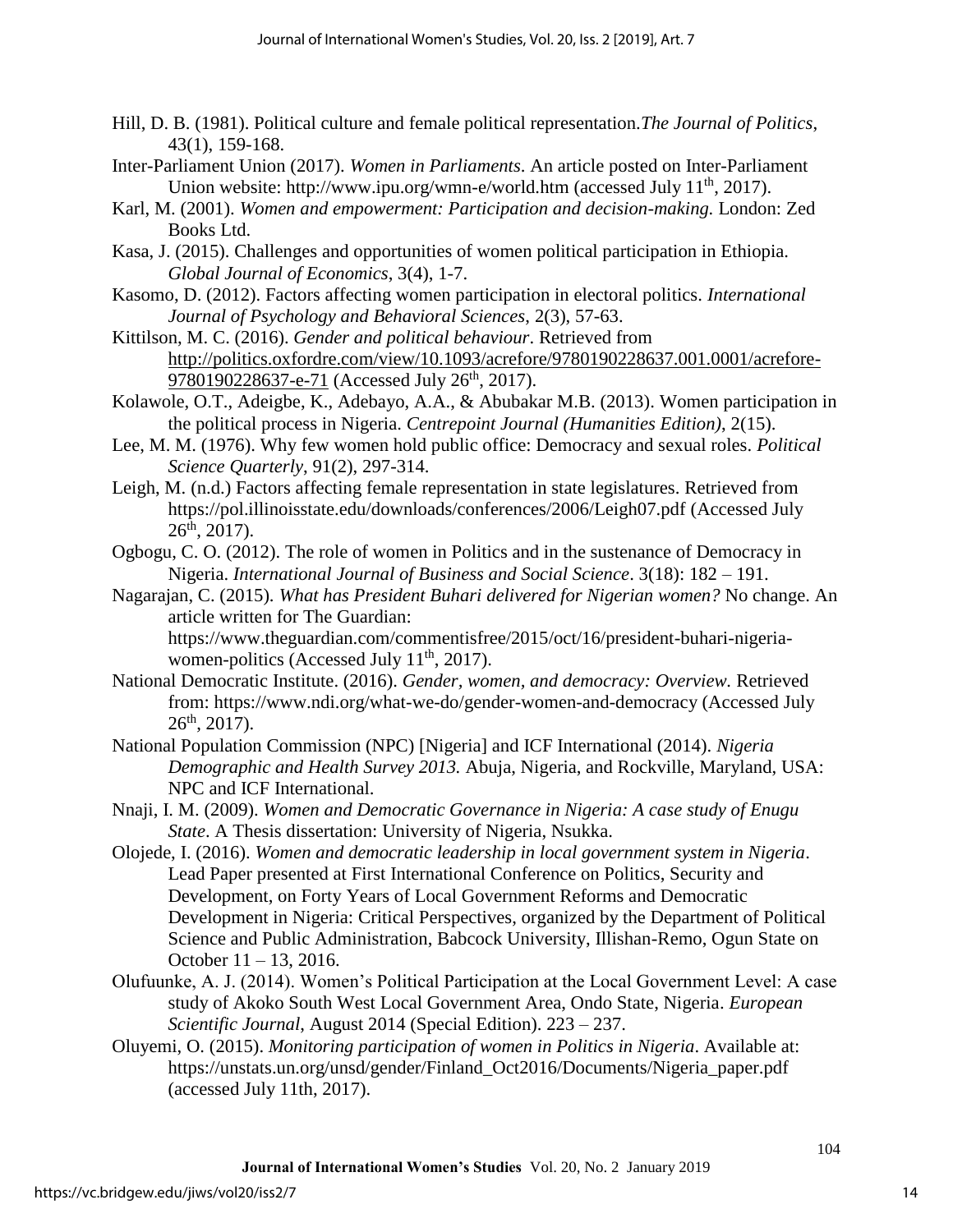Hill, D. B. (1981). Political culture and female political representation.*The Journal of Politics*, 43(1), 159-168.

Inter-Parliament Union (2017). *Women in Parliaments*. An article posted on Inter-Parliament Union website: http://www.ipu.org/wmn-e/world.htm (accessed July 11th, 2017).

Karl, M. (2001). *Women and empowerment: Participation and decision-making.* London: Zed Books Ltd.

Kasa, J. (2015). Challenges and opportunities of women political participation in Ethiopia. *Global Journal of Economics*, 3(4), 1-7.

Kasomo, D. (2012). Factors affecting women participation in electoral politics. *International Journal of Psychology and Behavioral Sciences*, 2(3), 57-63.

Kittilson, M. C. (2016). *Gender and political behaviour*. Retrieved from http://politics.oxfordre.com/view/10.1093/acrefore/9780190228637.001.0001/acrefore-9780190228637-e-71 (Accessed July 26th, 2017).

Kolawole, O.T., Adeigbe, K., Adebayo, A.A., & Abubakar M.B. (2013). Women participation in the political process in Nigeria. *Centrepoint Journal (Humanities Edition)*, 2(15).

Lee, M. M. (1976). Why few women hold public office: Democracy and sexual roles. *Political Science Quarterly*, 91(2), 297-314.

Leigh, M. (n.d.) Factors affecting female representation in state legislatures. Retrieved from https://pol.illinoisstate.edu/downloads/conferences/2006/Leigh07.pdf (Accessed July 26th, 2017).

Ogbogu, C. O. (2012). The role of women in Politics and in the sustenance of Democracy in Nigeria. *International Journal of Business and Social Science*. 3(18): 182 – 191.

Nagarajan, C. (2015). *What has President Buhari delivered for Nigerian women?* No change. An article written for The Guardian: https://www.theguardian.com/commentisfree/2015/oct/16/president-buhari-nigeria-women-politics (Accessed July 11th, 2017).

National Democratic Institute. (2016). *Gender, women, and democracy: Overview.* Retrieved from: https://www.ndi.org/what-we-do/gender-women-and-democracy (Accessed July 26th, 2017).

National Population Commission (NPC) [Nigeria] and ICF International (2014). *Nigeria Demographic and Health Survey 2013.* Abuja, Nigeria, and Rockville, Maryland, USA: NPC and ICF International.

Nnaji, I. M. (2009). *Women and Democratic Governance in Nigeria: A case study of Enugu State*. A Thesis dissertation: University of Nigeria, Nsukka.

Olojede, I. (2016). *Women and democratic leadership in local government system in Nigeria*. Lead Paper presented at First International Conference on Politics, Security and Development, on Forty Years of Local Government Reforms and Democratic Development in Nigeria: Critical Perspectives, organized by the Department of Political Science and Public Administration, Babcock University, Illishan-Remo, Ogun State on October 11 – 13, 2016.

Olufuunke, A. J. (2014). Women's Political Participation at the Local Government Level: A case study of Akoko South West Local Government Area, Ondo State, Nigeria. *European Scientific Journal*, August 2014 (Special Edition). 223 – 237.

Oluyemi, O. (2015). *Monitoring participation of women in Politics in Nigeria*. Available at: https://unstats.un.org/unsd/gender/Finland_Oct2016/Documents/Nigeria_paper.pdf (accessed July 11th, 2017).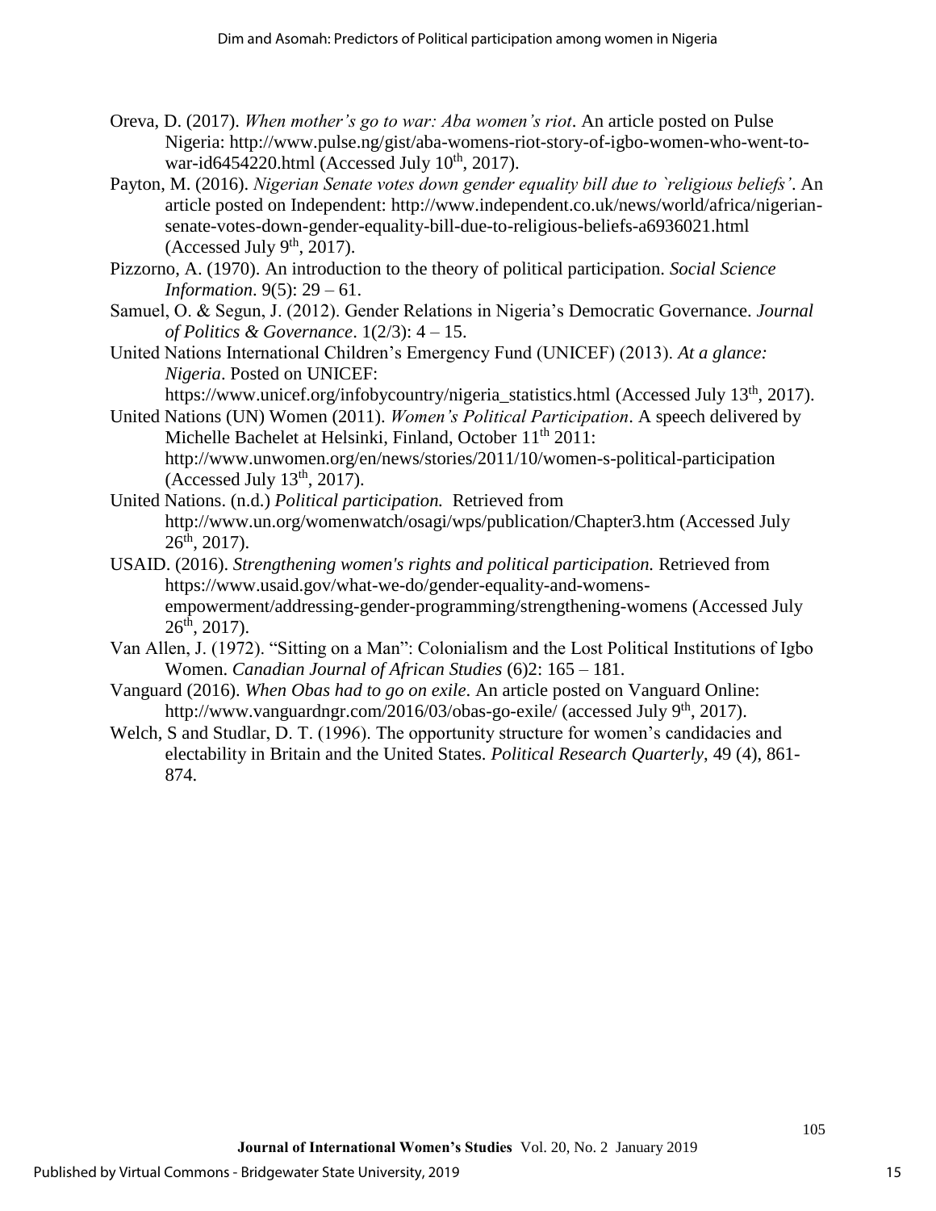Oreva, D. (2017). *When mother's go to war: Aba women's riot*. An article posted on Pulse Nigeria: http://www.pulse.ng/gist/aba-womens-riot-story-of-igbo-women-who-went-to-war-id6454220.html (Accessed July 10th, 2017).

Payton, M. (2016). *Nigerian Senate votes down gender equality bill due to `religious beliefs'*. An article posted on Independent: http://www.independent.co.uk/news/world/africa/nigerian-senate-votes-down-gender-equality-bill-due-to-religious-beliefs-a6936021.html (Accessed July 9th, 2017).

Pizzorno, A. (1970). An introduction to the theory of political participation. *Social Science Information*. 9(5): 29 – 61.

Samuel, O. & Segun, J. (2012). Gender Relations in Nigeria's Democratic Governance. *Journal of Politics & Governance*. 1(2/3): 4 – 15.

United Nations International Children's Emergency Fund (UNICEF) (2013). *At a glance: Nigeria*. Posted on UNICEF: https://www.unicef.org/infobycountry/nigeria_statistics.html (Accessed July 13th, 2017).

United Nations (UN) Women (2011). *Women's Political Participation*. A speech delivered by Michelle Bachelet at Helsinki, Finland, October 11th 2011: http://www.unwomen.org/en/news/stories/2011/10/women-s-political-participation (Accessed July 13th, 2017).

United Nations. (n.d.) *Political participation.* Retrieved from http://www.un.org/womenwatch/osagi/wps/publication/Chapter3.htm (Accessed July 26th, 2017).

USAID. (2016). *Strengthening women's rights and political participation.* Retrieved from https://www.usaid.gov/what-we-do/gender-equality-and-womens-empowerment/addressing-gender-programming/strengthening-womens (Accessed July 26th, 2017).

Van Allen, J. (1972). "Sitting on a Man": Colonialism and the Lost Political Institutions of Igbo Women. *Canadian Journal of African Studies* (6)2: 165 – 181.

Vanguard (2016). *When Obas had to go on exile*. An article posted on Vanguard Online: http://www.vanguardngr.com/2016/03/obas-go-exile/ (accessed July 9th, 2017).

Welch, S and Studlar, D. T. (1996). The opportunity structure for women's candidacies and electability in Britain and the United States. *Political Research Quarterly*, 49 (4), 861-874.